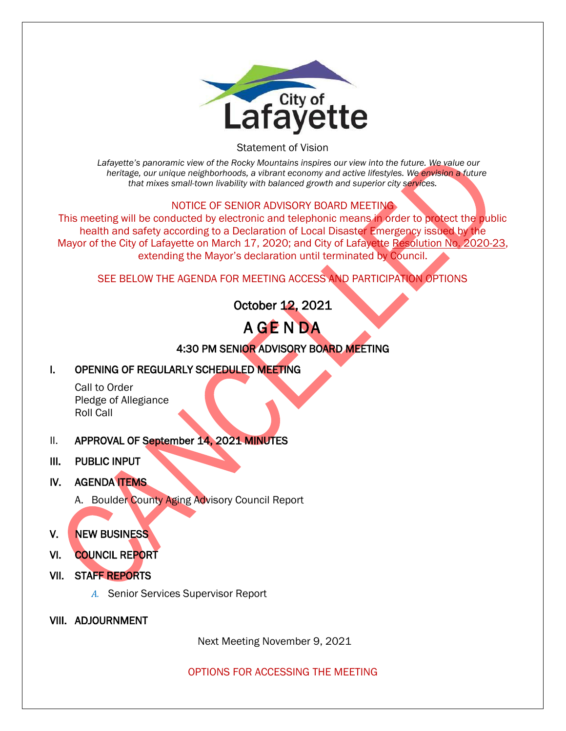City of Lafayette

Statement of Vision

*Lafayette's panoramic view of the Rocky Mountains inspires our view into the future. We value our heritage, our unique neighborhoods, a vibrant economy and active lifestyles. We envision a future that mixes small-town livability with balanced growth and superior city services.*

NOTICE OF SENIOR ADVISORY BOARD MEETING

This meeting will be conducted by electronic and telephonic means in order to protect the public health and safety according to a Declaration of Local Disaster Emergency issued by the Mayor of the City of Lafayette on March 17, 2020; and City of Lafayette Resolution No. 2020-23, extending the Mayor's declaration until terminated by Council.

SEE BELOW THE AGENDA FOR MEETING ACCESS AND PARTICIPATION OPTIONS

CANCELLED

October 12, 2021

# AGENDA

## 4:30 PM SENIOR ADVISORY BOARD MEETING

**I. OPENING OF REGULARLY SCHEDULED MEETING**

Call to Order
Pledge of Allegiance
Roll Call

**II. APPROVAL OF September 14, 2021 MINUTES**

**III. PUBLIC INPUT**

**IV. AGENDA ITEMS**

A. Boulder County Aging Advisory Council Report

**V. NEW BUSINESS**

**VI. COUNCIL REPORT**

**VII. STAFF REPORTS**

*A.* Senior Services Supervisor Report

**VIII. ADJOURNMENT**

Next Meeting November 9, 2021

OPTIONS FOR ACCESSING THE MEETING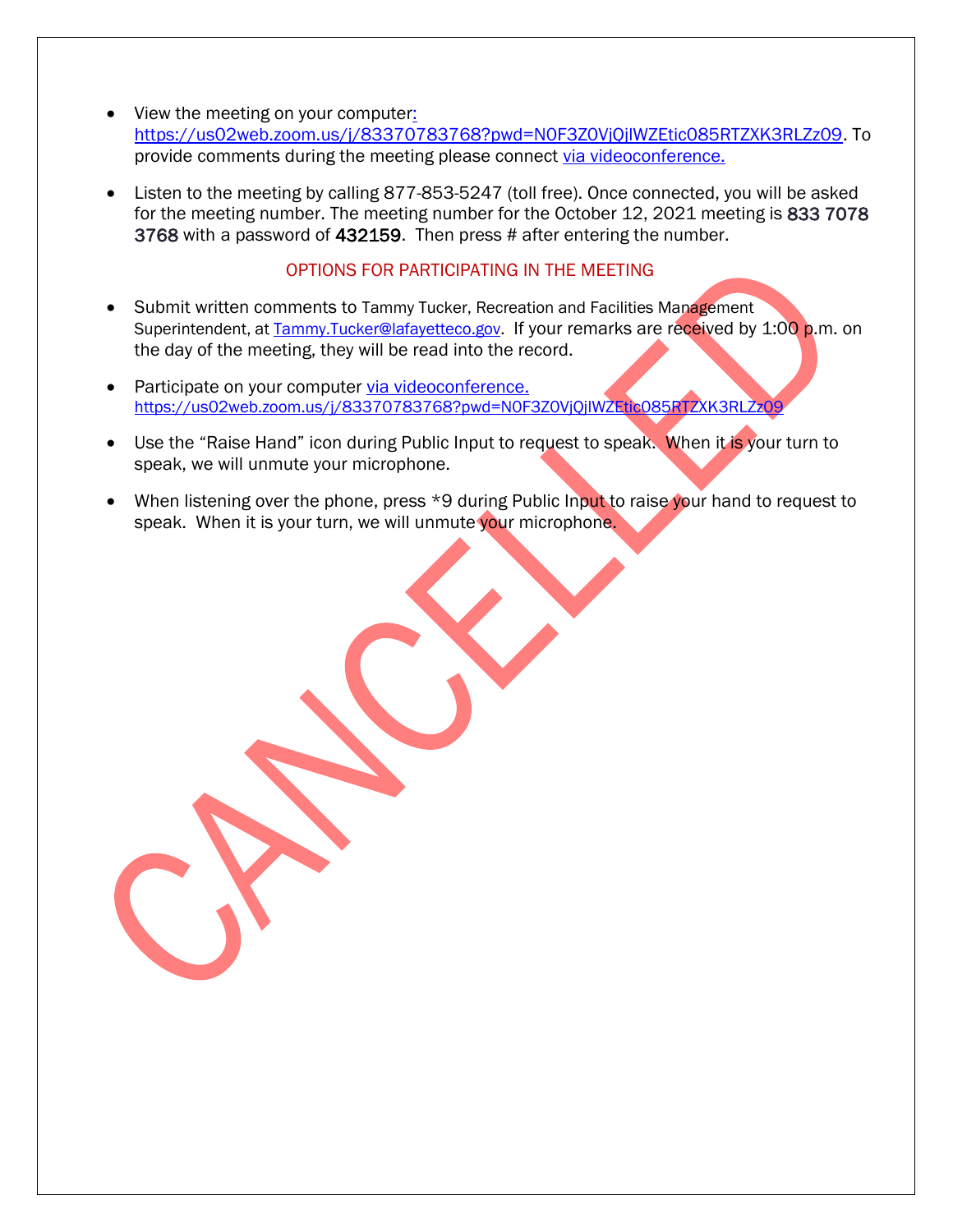- View the meeting on your computer: https://us02web.zoom.us/j/83370783768?pwd=N0F3Z0VjQjlWZEtic085RTZXK3RLZz09. To provide comments during the meeting please connect via videoconference.

- Listen to the meeting by calling 877-853-5247 (toll free). Once connected, you will be asked for the meeting number. The meeting number for the October 12, 2021 meeting is **833 7078 3768** with a password of **432159**. Then press # after entering the number.

OPTIONS FOR PARTICIPATING IN THE MEETING

- Submit written comments to Tammy Tucker, Recreation and Facilities Management Superintendent, at Tammy.Tucker@lafayetteco.gov. If your remarks are received by 1:00 p.m. on the day of the meeting, they will be read into the record.

- Participate on your computer via videoconference. https://us02web.zoom.us/j/83370783768?pwd=N0F3Z0VjQjlWZEtic085RTZXK3RLZz09

- Use the "Raise Hand" icon during Public Input to request to speak. When it is your turn to speak, we will unmute your microphone.

- When listening over the phone, press *9 during Public Input to raise your hand to request to speak. When it is your turn, we will unmute your microphone.

CANCELLED